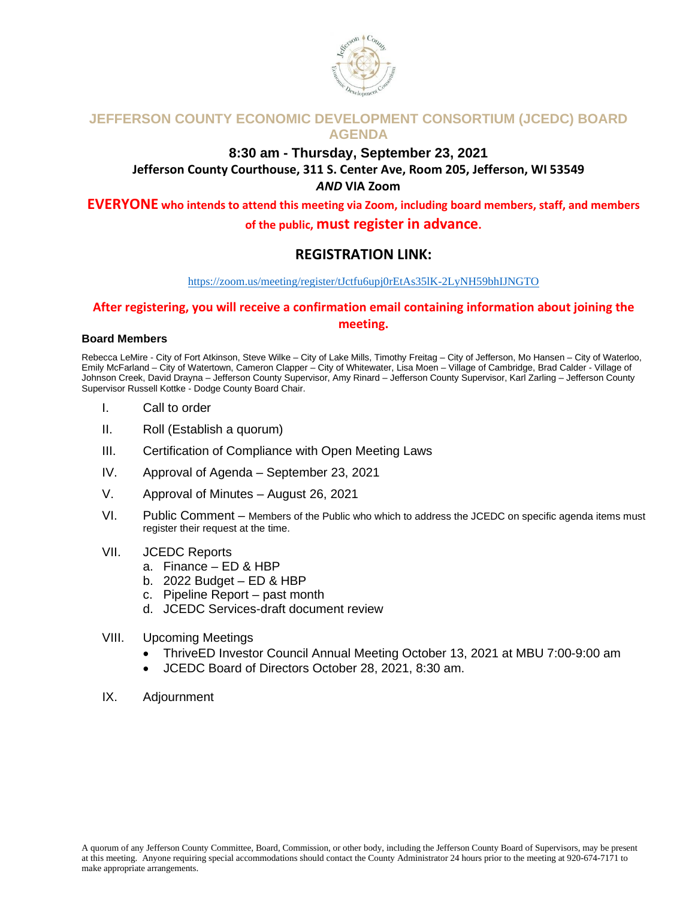# JEFFERSON COUNTY ECONOMIC DEVELOPMENT CONSORTIUM (JCEDC) BOARD AGENDA

## 8:30 am - Thursday, September 23, 2021

**Jefferson County Courthouse, 311 S. Center Ave, Room 205, Jefferson, WI 53549**

***AND* VIA Zoom**

**EVERYONE who intends to attend this meeting via Zoom, including board members, staff, and members of the public, must register in advance.**

## REGISTRATION LINK:

https://zoom.us/meeting/register/tJctfu6upj0rEtAs35lK-2LyNH59bhIJNGTO

**After registering, you will receive a confirmation email containing information about joining the meeting.**

### Board Members

Rebecca LeMire - City of Fort Atkinson, Steve Wilke – City of Lake Mills, Timothy Freitag – City of Jefferson, Mo Hansen – City of Waterloo, Emily McFarland – City of Watertown, Cameron Clapper – City of Whitewater, Lisa Moen – Village of Cambridge, Brad Calder - Village of Johnson Creek, David Drayna – Jefferson County Supervisor, Amy Rinard – Jefferson County Supervisor, Karl Zarling – Jefferson County Supervisor Russell Kottke - Dodge County Board Chair.

I. Call to order

II. Roll (Establish a quorum)

III. Certification of Compliance with Open Meeting Laws

IV. Approval of Agenda – September 23, 2021

V. Approval of Minutes – August 26, 2021

VI. Public Comment – Members of the Public who which to address the JCEDC on specific agenda items must register their request at the time.

VII. JCEDC Reports
   a. Finance – ED & HBP
   b. 2022 Budget – ED & HBP
   c. Pipeline Report – past month
   d. JCEDC Services-draft document review

VIII. Upcoming Meetings
   - ThriveED Investor Council Annual Meeting October 13, 2021 at MBU 7:00-9:00 am
   - JCEDC Board of Directors October 28, 2021, 8:30 am.

IX. Adjournment

A quorum of any Jefferson County Committee, Board, Commission, or other body, including the Jefferson County Board of Supervisors, may be present at this meeting. Anyone requiring special accommodations should contact the County Administrator 24 hours prior to the meeting at 920-674-7171 to make appropriate arrangements.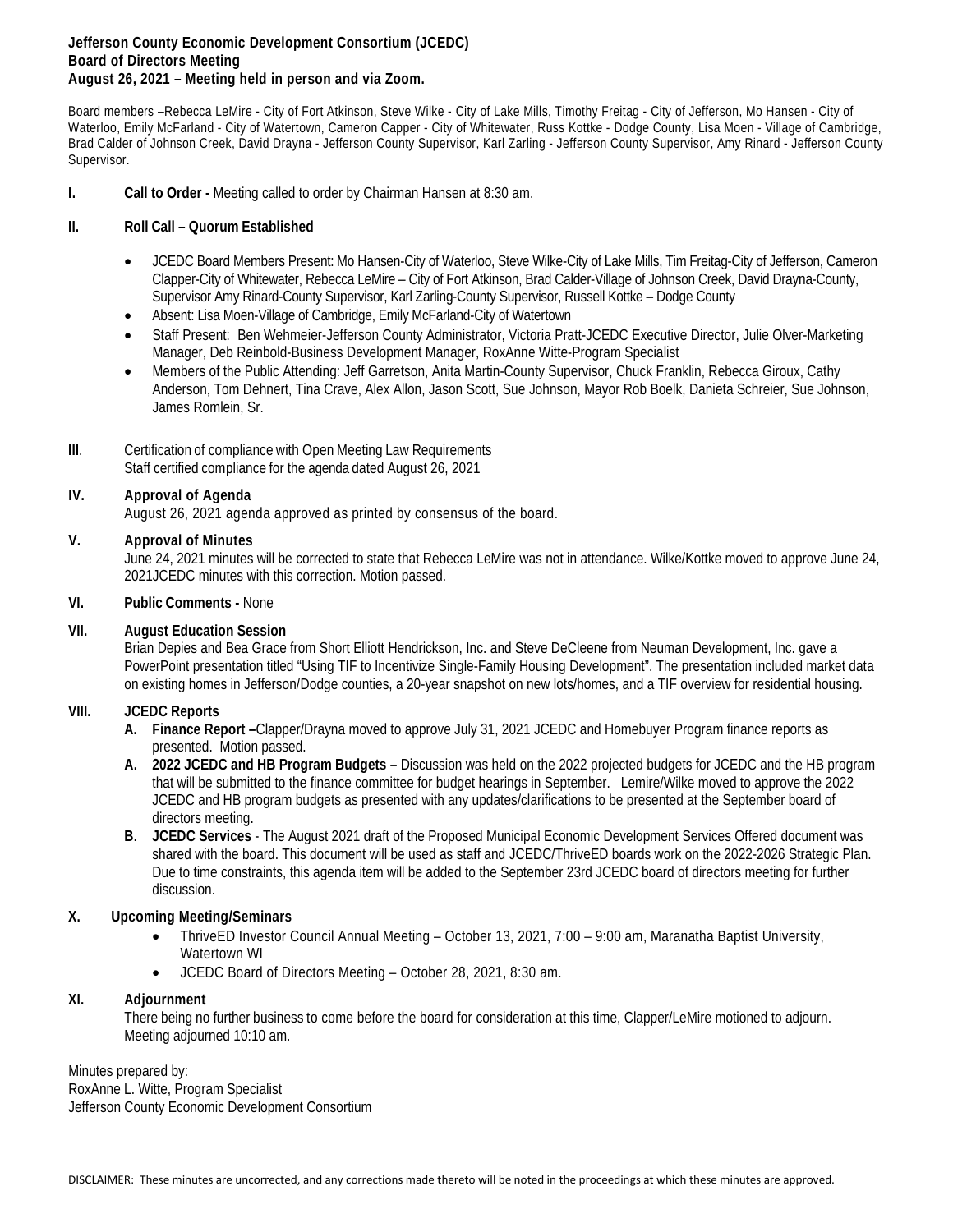**Jefferson County Economic Development Consortium (JCEDC)**
**Board of Directors Meeting**
**August 26, 2021 – Meeting held in person and via Zoom.**

Board members –Rebecca LeMire - City of Fort Atkinson, Steve Wilke - City of Lake Mills, Timothy Freitag - City of Jefferson, Mo Hansen - City of Waterloo, Emily McFarland - City of Watertown, Cameron Capper - City of Whitewater, Russ Kottke - Dodge County, Lisa Moen - Village of Cambridge, Brad Calder of Johnson Creek, David Drayna - Jefferson County Supervisor, Karl Zarling - Jefferson County Supervisor, Amy Rinard - Jefferson County Supervisor.

**I. Call to Order -** Meeting called to order by Chairman Hansen at 8:30 am.

**II. Roll Call – Quorum Established**

- JCEDC Board Members Present: Mo Hansen-City of Waterloo, Steve Wilke-City of Lake Mills, Tim Freitag-City of Jefferson, Cameron Clapper-City of Whitewater, Rebecca LeMire – City of Fort Atkinson, Brad Calder-Village of Johnson Creek, David Drayna-County, Supervisor Amy Rinard-County Supervisor, Karl Zarling-County Supervisor, Russell Kottke – Dodge County
- Absent: Lisa Moen-Village of Cambridge, Emily McFarland-City of Watertown
- Staff Present: Ben Wehmeier-Jefferson County Administrator, Victoria Pratt-JCEDC Executive Director, Julie Olver-Marketing Manager, Deb Reinbold-Business Development Manager, RoxAnne Witte-Program Specialist
- Members of the Public Attending: Jeff Garretson, Anita Martin-County Supervisor, Chuck Franklin, Rebecca Giroux, Cathy Anderson, Tom Dehnert, Tina Crave, Alex Allon, Jason Scott, Sue Johnson, Mayor Rob Boelk, Danieta Schreier, Sue Johnson, James Romlein, Sr.

**III**. Certification of compliance with Open Meeting Law Requirements
Staff certified compliance for the agenda dated August 26, 2021

**IV. Approval of Agenda**
August 26, 2021 agenda approved as printed by consensus of the board.

**V. Approval of Minutes**
June 24, 2021 minutes will be corrected to state that Rebecca LeMire was not in attendance. Wilke/Kottke moved to approve June 24, 2021JCEDC minutes with this correction. Motion passed.

**VI. Public Comments -** None

**VII. August Education Session**
Brian Depies and Bea Grace from Short Elliott Hendrickson, Inc. and Steve DeCleene from Neuman Development, Inc. gave a PowerPoint presentation titled "Using TIF to Incentivize Single-Family Housing Development". The presentation included market data on existing homes in Jefferson/Dodge counties, a 20-year snapshot on new lots/homes, and a TIF overview for residential housing.

**VIII. JCEDC Reports**

- **A. Finance Report –**Clapper/Drayna moved to approve July 31, 2021 JCEDC and Homebuyer Program finance reports as presented. Motion passed.
- **A. 2022 JCEDC and HB Program Budgets –** Discussion was held on the 2022 projected budgets for JCEDC and the HB program that will be submitted to the finance committee for budget hearings in September. Lemire/Wilke moved to approve the 2022 JCEDC and HB program budgets as presented with any updates/clarifications to be presented at the September board of directors meeting.
- **B. JCEDC Services** - The August 2021 draft of the Proposed Municipal Economic Development Services Offered document was shared with the board. This document will be used as staff and JCEDC/ThriveED boards work on the 2022-2026 Strategic Plan. Due to time constraints, this agenda item will be added to the September 23rd JCEDC board of directors meeting for further discussion.

**X. Upcoming Meeting/Seminars**

- ThriveED Investor Council Annual Meeting – October 13, 2021, 7:00 – 9:00 am, Maranatha Baptist University, Watertown WI
- JCEDC Board of Directors Meeting – October 28, 2021, 8:30 am.

**XI. Adjournment**
There being no further business to come before the board for consideration at this time, Clapper/LeMire motioned to adjourn. Meeting adjourned 10:10 am.

Minutes prepared by:
RoxAnne L. Witte, Program Specialist
Jefferson County Economic Development Consortium

DISCLAIMER: These minutes are uncorrected, and any corrections made thereto will be noted in the proceedings at which these minutes are approved.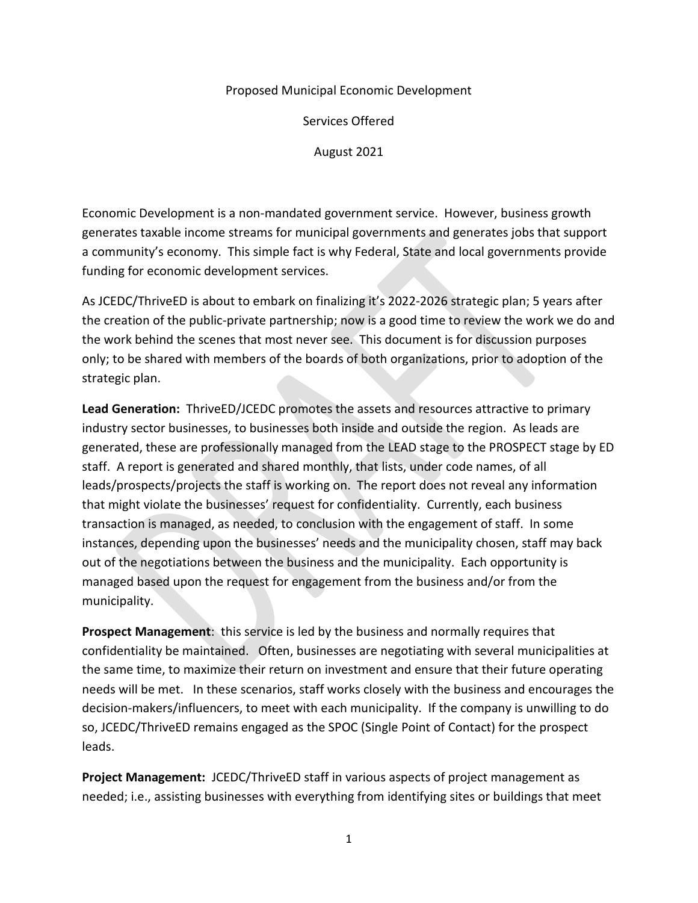Proposed Municipal Economic Development

Services Offered

August 2021

Economic Development is a non-mandated government service. However, business growth generates taxable income streams for municipal governments and generates jobs that support a community's economy. This simple fact is why Federal, State and local governments provide funding for economic development services.

As JCEDC/ThriveED is about to embark on finalizing it's 2022-2026 strategic plan; 5 years after the creation of the public-private partnership; now is a good time to review the work we do and the work behind the scenes that most never see. This document is for discussion purposes only; to be shared with members of the boards of both organizations, prior to adoption of the strategic plan.

**Lead Generation:** ThriveED/JCEDC promotes the assets and resources attractive to primary industry sector businesses, to businesses both inside and outside the region. As leads are generated, these are professionally managed from the LEAD stage to the PROSPECT stage by ED staff. A report is generated and shared monthly, that lists, under code names, of all leads/prospects/projects the staff is working on. The report does not reveal any information that might violate the businesses' request for confidentiality. Currently, each business transaction is managed, as needed, to conclusion with the engagement of staff. In some instances, depending upon the businesses' needs and the municipality chosen, staff may back out of the negotiations between the business and the municipality. Each opportunity is managed based upon the request for engagement from the business and/or from the municipality.

**Prospect Management**: this service is led by the business and normally requires that confidentiality be maintained. Often, businesses are negotiating with several municipalities at the same time, to maximize their return on investment and ensure that their future operating needs will be met. In these scenarios, staff works closely with the business and encourages the decision-makers/influencers, to meet with each municipality. If the company is unwilling to do so, JCEDC/ThriveED remains engaged as the SPOC (Single Point of Contact) for the prospect leads.

**Project Management:** JCEDC/ThriveED staff in various aspects of project management as needed; i.e., assisting businesses with everything from identifying sites or buildings that meet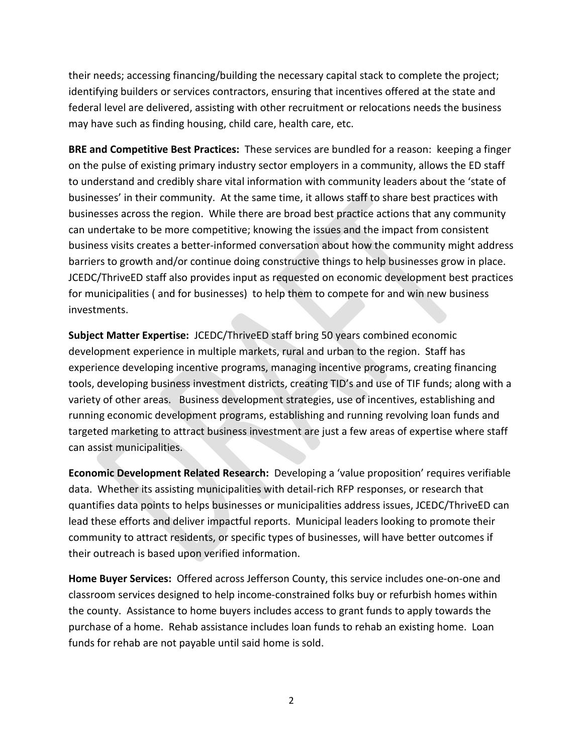their needs; accessing financing/building the necessary capital stack to complete the project; identifying builders or services contractors, ensuring that incentives offered at the state and federal level are delivered, assisting with other recruitment or relocations needs the business may have such as finding housing, child care, health care, etc.

**BRE and Competitive Best Practices:** These services are bundled for a reason: keeping a finger on the pulse of existing primary industry sector employers in a community, allows the ED staff to understand and credibly share vital information with community leaders about the 'state of businesses' in their community. At the same time, it allows staff to share best practices with businesses across the region. While there are broad best practice actions that any community can undertake to be more competitive; knowing the issues and the impact from consistent business visits creates a better-informed conversation about how the community might address barriers to growth and/or continue doing constructive things to help businesses grow in place. JCEDC/ThriveED staff also provides input as requested on economic development best practices for municipalities ( and for businesses) to help them to compete for and win new business investments.

**Subject Matter Expertise:** JCEDC/ThriveED staff bring 50 years combined economic development experience in multiple markets, rural and urban to the region. Staff has experience developing incentive programs, managing incentive programs, creating financing tools, developing business investment districts, creating TID's and use of TIF funds; along with a variety of other areas. Business development strategies, use of incentives, establishing and running economic development programs, establishing and running revolving loan funds and targeted marketing to attract business investment are just a few areas of expertise where staff can assist municipalities.

**Economic Development Related Research:** Developing a 'value proposition' requires verifiable data. Whether its assisting municipalities with detail-rich RFP responses, or research that quantifies data points to helps businesses or municipalities address issues, JCEDC/ThriveED can lead these efforts and deliver impactful reports. Municipal leaders looking to promote their community to attract residents, or specific types of businesses, will have better outcomes if their outreach is based upon verified information.

**Home Buyer Services:** Offered across Jefferson County, this service includes one-on-one and classroom services designed to help income-constrained folks buy or refurbish homes within the county. Assistance to home buyers includes access to grant funds to apply towards the purchase of a home. Rehab assistance includes loan funds to rehab an existing home. Loan funds for rehab are not payable until said home is sold.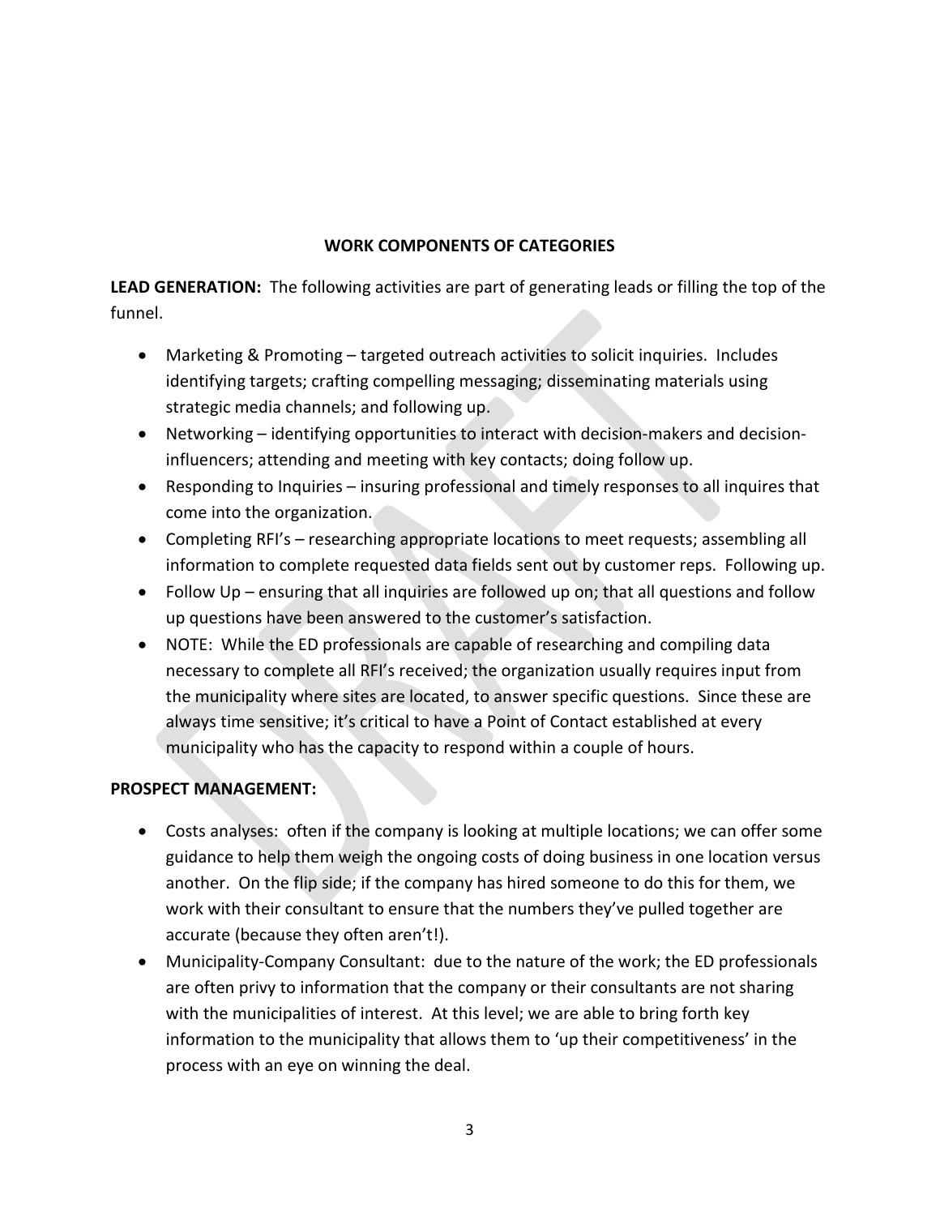## WORK COMPONENTS OF CATEGORIES

**LEAD GENERATION:** The following activities are part of generating leads or filling the top of the funnel.

- Marketing & Promoting – targeted outreach activities to solicit inquiries. Includes identifying targets; crafting compelling messaging; disseminating materials using strategic media channels; and following up.
- Networking – identifying opportunities to interact with decision-makers and decision-influencers; attending and meeting with key contacts; doing follow up.
- Responding to Inquiries – insuring professional and timely responses to all inquires that come into the organization.
- Completing RFI's – researching appropriate locations to meet requests; assembling all information to complete requested data fields sent out by customer reps. Following up.
- Follow Up – ensuring that all inquiries are followed up on; that all questions and follow up questions have been answered to the customer's satisfaction.
- NOTE: While the ED professionals are capable of researching and compiling data necessary to complete all RFI's received; the organization usually requires input from the municipality where sites are located, to answer specific questions. Since these are always time sensitive; it's critical to have a Point of Contact established at every municipality who has the capacity to respond within a couple of hours.

**PROSPECT MANAGEMENT:**

- Costs analyses: often if the company is looking at multiple locations; we can offer some guidance to help them weigh the ongoing costs of doing business in one location versus another. On the flip side; if the company has hired someone to do this for them, we work with their consultant to ensure that the numbers they've pulled together are accurate (because they often aren't!).
- Municipality-Company Consultant: due to the nature of the work; the ED professionals are often privy to information that the company or their consultants are not sharing with the municipalities of interest. At this level; we are able to bring forth key information to the municipality that allows them to 'up their competitiveness' in the process with an eye on winning the deal.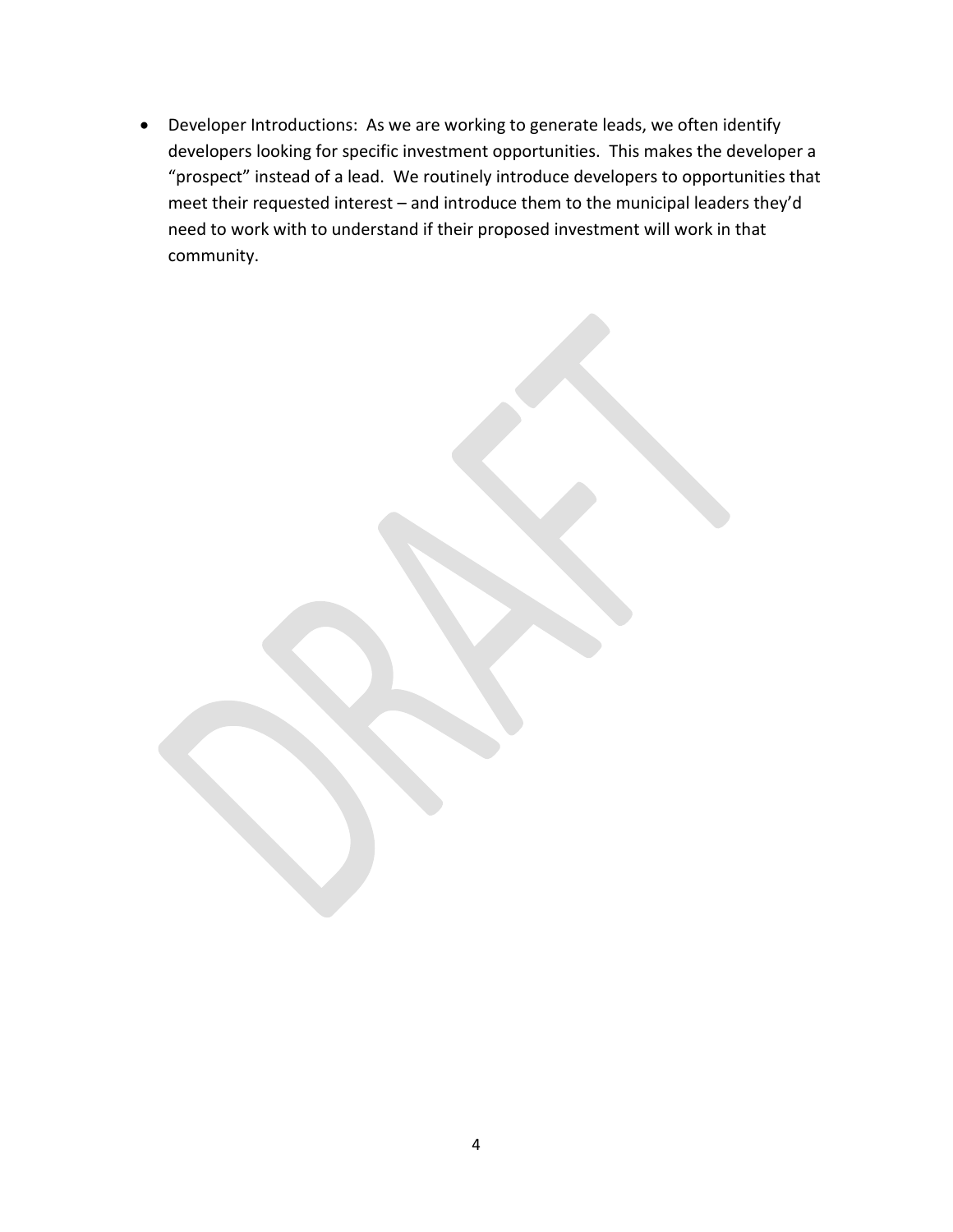- Developer Introductions: As we are working to generate leads, we often identify developers looking for specific investment opportunities. This makes the developer a "prospect" instead of a lead. We routinely introduce developers to opportunities that meet their requested interest – and introduce them to the municipal leaders they'd need to work with to understand if their proposed investment will work in that community.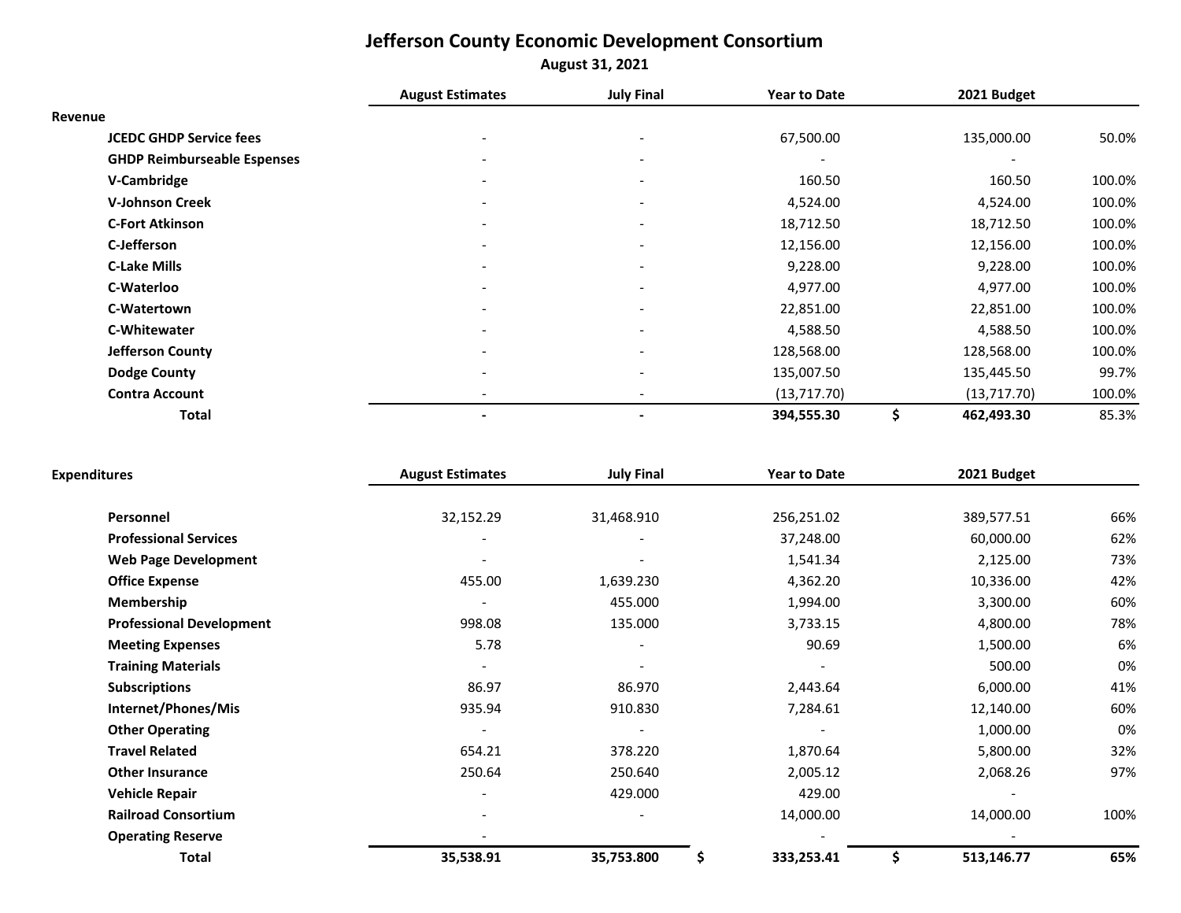# Jefferson County Economic Development Consortium

**August 31, 2021**

| Revenue | August Estimates | July Final | Year to Date | 2021 Budget | |
|---|---|---|---|---|---|
| **JCEDC GHDP Service fees** | - | - | 67,500.00 | 135,000.00 | 50.0% |
| **GHDP Reimburseable Espenses** | - | - | - | - | |
| **V-Cambridge** | - | - | 160.50 | 160.50 | 100.0% |
| **V-Johnson Creek** | - | - | 4,524.00 | 4,524.00 | 100.0% |
| **C-Fort Atkinson** | - | - | 18,712.50 | 18,712.50 | 100.0% |
| **C-Jefferson** | - | - | 12,156.00 | 12,156.00 | 100.0% |
| **C-Lake Mills** | - | - | 9,228.00 | 9,228.00 | 100.0% |
| **C-Waterloo** | - | - | 4,977.00 | 4,977.00 | 100.0% |
| **C-Watertown** | - | - | 22,851.00 | 22,851.00 | 100.0% |
| **C-Whitewater** | - | - | 4,588.50 | 4,588.50 | 100.0% |
| **Jefferson County** | - | - | 128,568.00 | 128,568.00 | 100.0% |
| **Dodge County** | - | - | 135,007.50 | 135,445.50 | 99.7% |
| **Contra Account** | - | - | (13,717.70) | (13,717.70) | 100.0% |
| **Total** | **-** | **-** | **394,555.30** | **$ 462,493.30** | 85.3% |

| Expenditures | August Estimates | July Final | Year to Date | 2021 Budget | |
|---|---|---|---|---|---|
| **Personnel** | 32,152.29 | 31,468.910 | 256,251.02 | 389,577.51 | 66% |
| **Professional Services** | - | - | 37,248.00 | 60,000.00 | 62% |
| **Web Page Development** | - | - | 1,541.34 | 2,125.00 | 73% |
| **Office Expense** | 455.00 | 1,639.230 | 4,362.20 | 10,336.00 | 42% |
| **Membership** | - | 455.000 | 1,994.00 | 3,300.00 | 60% |
| **Professional Development** | 998.08 | 135.000 | 3,733.15 | 4,800.00 | 78% |
| **Meeting Expenses** | 5.78 | - | 90.69 | 1,500.00 | 6% |
| **Training Materials** | - | - | - | 500.00 | 0% |
| **Subscriptions** | 86.97 | 86.970 | 2,443.64 | 6,000.00 | 41% |
| **Internet/Phones/Mis** | 935.94 | 910.830 | 7,284.61 | 12,140.00 | 60% |
| **Other Operating** | - | - | - | 1,000.00 | 0% |
| **Travel Related** | 654.21 | 378.220 | 1,870.64 | 5,800.00 | 32% |
| **Other Insurance** | 250.64 | 250.640 | 2,005.12 | 2,068.26 | 97% |
| **Vehicle Repair** | - | 429.000 | 429.00 | - | |
| **Railroad Consortium** | - | - | 14,000.00 | 14,000.00 | 100% |
| **Operating Reserve** | - | | - | - | |
| **Total** | **35,538.91** | **35,753.800** | **$ 333,253.41** | **$ 513,146.77** | **65%** |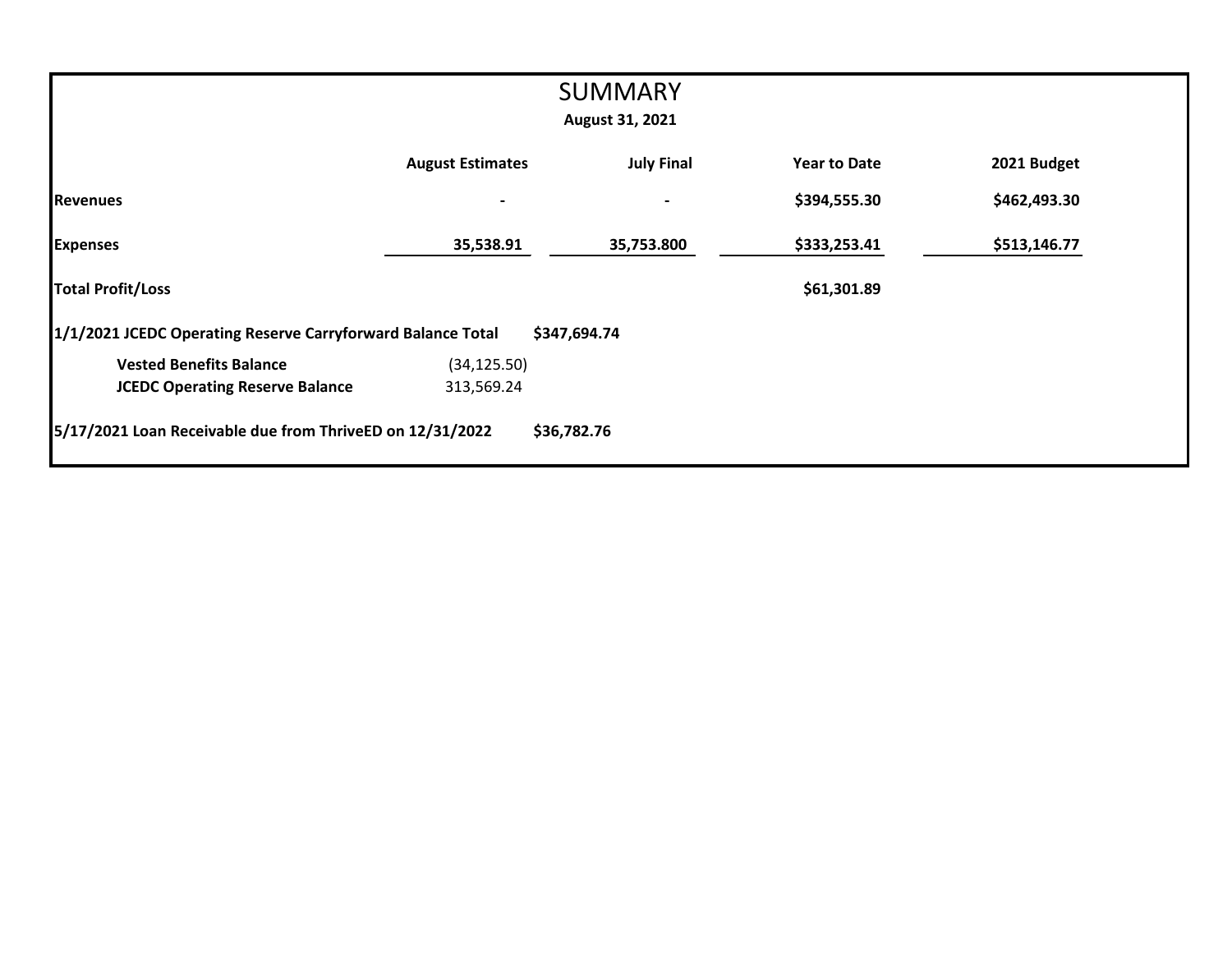# SUMMARY

**August 31, 2021**

| | August Estimates | July Final | Year to Date | 2021 Budget |
|---|---|---|---|---|
| **Revenues** | - | - | $394,555.30 | $462,493.30 |
| **Expenses** | 35,538.91 | 35,753.800 | $333,253.41 | $513,146.77 |
| **Total Profit/Loss** | | | $61,301.89 | |

| | | |
|---|---|---|
| **1/1/2021 JCEDC Operating Reserve Carryforward Balance Total** | | $347,694.74 |
| **Vested Benefits Balance** | (34,125.50) | |
| **JCEDC Operating Reserve Balance** | 313,569.24 | |
| **5/17/2021 Loan Receivable due from ThriveED on 12/31/2022** | | $36,782.76 |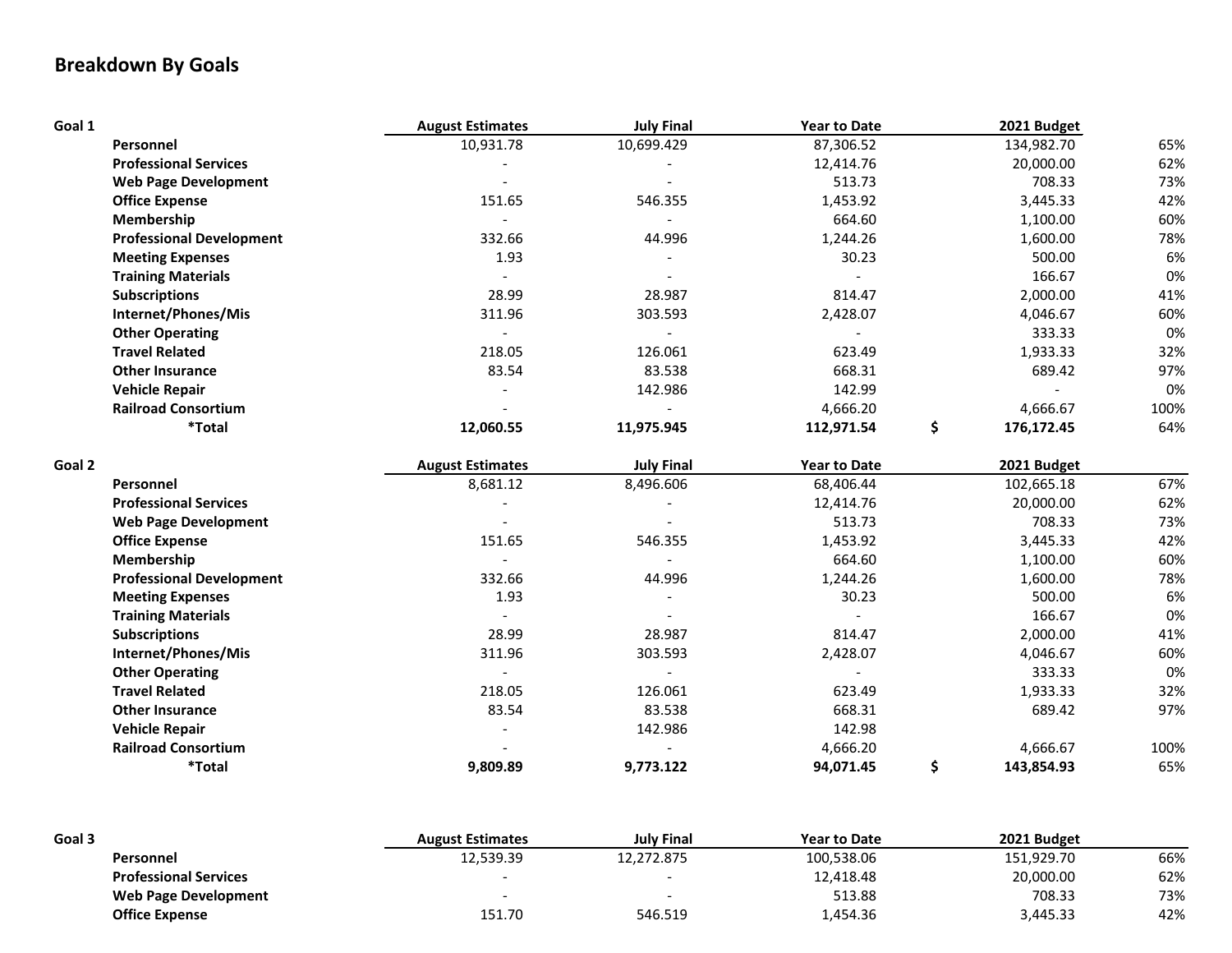# Breakdown By Goals

| Goal 1 | August Estimates | July Final | Year to Date | 2021 Budget | |
|---|---|---|---|---|---|
| **Personnel** | 10,931.78 | 10,699.429 | 87,306.52 | 134,982.70 | 65% |
| **Professional Services** | - | - | 12,414.76 | 20,000.00 | 62% |
| **Web Page Development** | - | - | 513.73 | 708.33 | 73% |
| **Office Expense** | 151.65 | 546.355 | 1,453.92 | 3,445.33 | 42% |
| **Membership** | - | - | 664.60 | 1,100.00 | 60% |
| **Professional Development** | 332.66 | 44.996 | 1,244.26 | 1,600.00 | 78% |
| **Meeting Expenses** | 1.93 | - | 30.23 | 500.00 | 6% |
| **Training Materials** | - | - | - | 166.67 | 0% |
| **Subscriptions** | 28.99 | 28.987 | 814.47 | 2,000.00 | 41% |
| **Internet/Phones/Mis** | 311.96 | 303.593 | 2,428.07 | 4,046.67 | 60% |
| **Other Operating** | - | - | - | 333.33 | 0% |
| **Travel Related** | 218.05 | 126.061 | 623.49 | 1,933.33 | 32% |
| **Other Insurance** | 83.54 | 83.538 | 668.31 | 689.42 | 97% |
| **Vehicle Repair** | - | 142.986 | 142.99 | - | 0% |
| **Railroad Consortium** | - | - | 4,666.20 | 4,666.67 | 100% |
| ***Total** | **12,060.55** | **11,975.945** | **112,971.54** | **$ 176,172.45** | 64% |

| Goal 2 | August Estimates | July Final | Year to Date | 2021 Budget | |
|---|---|---|---|---|---|
| **Personnel** | 8,681.12 | 8,496.606 | 68,406.44 | 102,665.18 | 67% |
| **Professional Services** | - | - | 12,414.76 | 20,000.00 | 62% |
| **Web Page Development** | - | - | 513.73 | 708.33 | 73% |
| **Office Expense** | 151.65 | 546.355 | 1,453.92 | 3,445.33 | 42% |
| **Membership** | - | - | 664.60 | 1,100.00 | 60% |
| **Professional Development** | 332.66 | 44.996 | 1,244.26 | 1,600.00 | 78% |
| **Meeting Expenses** | 1.93 | - | 30.23 | 500.00 | 6% |
| **Training Materials** | - | - | - | 166.67 | 0% |
| **Subscriptions** | 28.99 | 28.987 | 814.47 | 2,000.00 | 41% |
| **Internet/Phones/Mis** | 311.96 | 303.593 | 2,428.07 | 4,046.67 | 60% |
| **Other Operating** | - | - | - | 333.33 | 0% |
| **Travel Related** | 218.05 | 126.061 | 623.49 | 1,933.33 | 32% |
| **Other Insurance** | 83.54 | 83.538 | 668.31 | 689.42 | 97% |
| **Vehicle Repair** | - | 142.986 | 142.98 | | |
| **Railroad Consortium** | - | - | 4,666.20 | 4,666.67 | 100% |
| ***Total** | **9,809.89** | **9,773.122** | **94,071.45** | **$ 143,854.93** | 65% |

| Goal 3 | August Estimates | July Final | Year to Date | 2021 Budget | |
|---|---|---|---|---|---|
| **Personnel** | 12,539.39 | 12,272.875 | 100,538.06 | 151,929.70 | 66% |
| **Professional Services** | - | - | 12,418.48 | 20,000.00 | 62% |
| **Web Page Development** | - | - | 513.88 | 708.33 | 73% |
| **Office Expense** | 151.70 | 546.519 | 1,454.36 | 3,445.33 | 42% |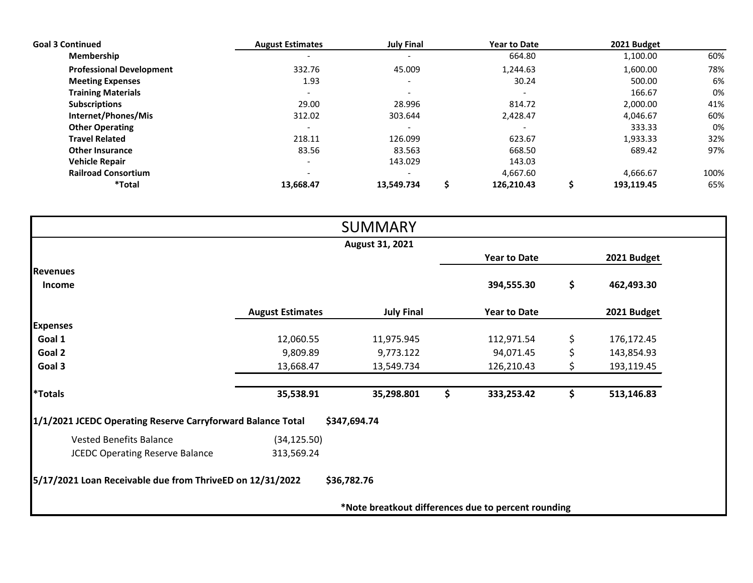| Goal 3 Continued | August Estimates | July Final | Year to Date | 2021 Budget | |
|---|---|---|---|---|---|
| **Membership** | - | - | 664.80 | 1,100.00 | 60% |
| **Professional Development** | 332.76 | 45.009 | 1,244.63 | 1,600.00 | 78% |
| **Meeting Expenses** | 1.93 | - | 30.24 | 500.00 | 6% |
| **Training Materials** | - | - | - | 166.67 | 0% |
| **Subscriptions** | 29.00 | 28.996 | 814.72 | 2,000.00 | 41% |
| **Internet/Phones/Mis** | 312.02 | 303.644 | 2,428.47 | 4,046.67 | 60% |
| **Other Operating** | - | - | - | 333.33 | 0% |
| **Travel Related** | 218.11 | 126.099 | 623.67 | 1,933.33 | 32% |
| **Other Insurance** | 83.56 | 83.563 | 668.50 | 689.42 | 97% |
| **Vehicle Repair** | - | 143.029 | 143.03 | | |
| **Railroad Consortium** | - | - | 4,667.60 | 4,666.67 | 100% |
| ***Total** | **13,668.47** | **13,549.734** | **$ 126,210.43** | **$ 193,119.45** | 65% |

# SUMMARY

**August 31, 2021**

| | | | Year to Date | 2021 Budget |
|---|---|---|---|---|
| **Revenues** | | | | |
| **Income** | | | **394,555.30** | **$ 462,493.30** |

| | August Estimates | July Final | Year to Date | 2021 Budget |
|---|---|---|---|---|
| **Expenses** | | | | |
| **Goal 1** | 12,060.55 | 11,975.945 | 112,971.54 | $ 176,172.45 |
| **Goal 2** | 9,809.89 | 9,773.122 | 94,071.45 | $ 143,854.93 |
| **Goal 3** | 13,668.47 | 13,549.734 | 126,210.43 | $ 193,119.45 |
| ***Totals** | **35,538.91** | **35,298.801** | **$ 333,253.42** | **$ 513,146.83** |

**1/1/2021 JCEDC Operating Reserve Carryforward Balance Total** **$347,694.74**

| | |
|---|---|
| Vested Benefits Balance | (34,125.50) |
| JCEDC Operating Reserve Balance | 313,569.24 |

**5/17/2021 Loan Receivable due from ThriveED on 12/31/2022** **$36,782.76**

***Note breakout differences due to percent rounding**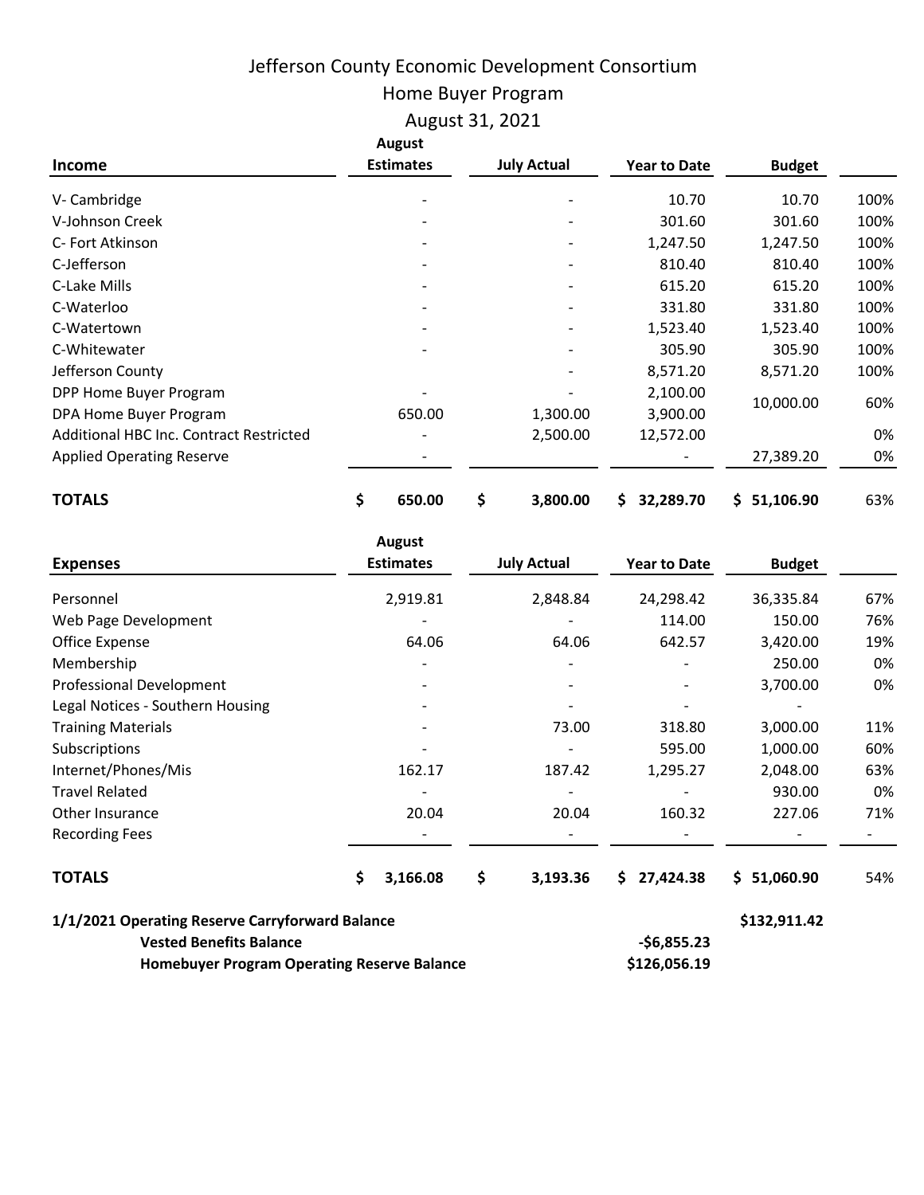# Jefferson County Economic Development Consortium

## Home Buyer Program

## August 31, 2021

| Income | August Estimates | July Actual | Year to Date | Budget | |
|---|---|---|---|---|---|
| V- Cambridge | - | - | 10.70 | 10.70 | 100% |
| V-Johnson Creek | - | - | 301.60 | 301.60 | 100% |
| C- Fort Atkinson | - | - | 1,247.50 | 1,247.50 | 100% |
| C-Jefferson | - | - | 810.40 | 810.40 | 100% |
| C-Lake Mills | - | - | 615.20 | 615.20 | 100% |
| C-Waterloo | - | - | 331.80 | 331.80 | 100% |
| C-Watertown | - | - | 1,523.40 | 1,523.40 | 100% |
| C-Whitewater | - | - | 305.90 | 305.90 | 100% |
| Jefferson County | | - | 8,571.20 | 8,571.20 | 100% |
| DPP Home Buyer Program | - | - | 2,100.00 | 10,000.00 | 60% |
| DPA Home Buyer Program | 650.00 | 1,300.00 | 3,900.00 | | |
| Additional HBC Inc. Contract Restricted | - | 2,500.00 | 12,572.00 | | 0% |
| Applied Operating Reserve | - | | - | 27,389.20 | 0% |
| **TOTALS** | **$ 650.00** | **$ 3,800.00** | **$ 32,289.70** | **$ 51,106.90** | 63% |

| Expenses | August Estimates | July Actual | Year to Date | Budget | |
|---|---|---|---|---|---|
| Personnel | 2,919.81 | 2,848.84 | 24,298.42 | 36,335.84 | 67% |
| Web Page Development | - | - | 114.00 | 150.00 | 76% |
| Office Expense | 64.06 | 64.06 | 642.57 | 3,420.00 | 19% |
| Membership | - | - | - | 250.00 | 0% |
| Professional Development | - | - | - | 3,700.00 | 0% |
| Legal Notices - Southern Housing | - | - | - | - | |
| Training Materials | - | 73.00 | 318.80 | 3,000.00 | 11% |
| Subscriptions | - | - | 595.00 | 1,000.00 | 60% |
| Internet/Phones/Mis | 162.17 | 187.42 | 1,295.27 | 2,048.00 | 63% |
| Travel Related | - | - | - | 930.00 | 0% |
| Other Insurance | 20.04 | 20.04 | 160.32 | 227.06 | 71% |
| Recording Fees | - | - | - | - | - |
| **TOTALS** | **$ 3,166.08** | **$ 3,193.36** | **$ 27,424.38** | **$ 51,060.90** | 54% |

**1/1/2021 Operating Reserve Carryforward Balance** **$132,911.42**

**Vested Benefits Balance** **-$6,855.23**

**Homebuyer Program Operating Reserve Balance** **$126,056.19**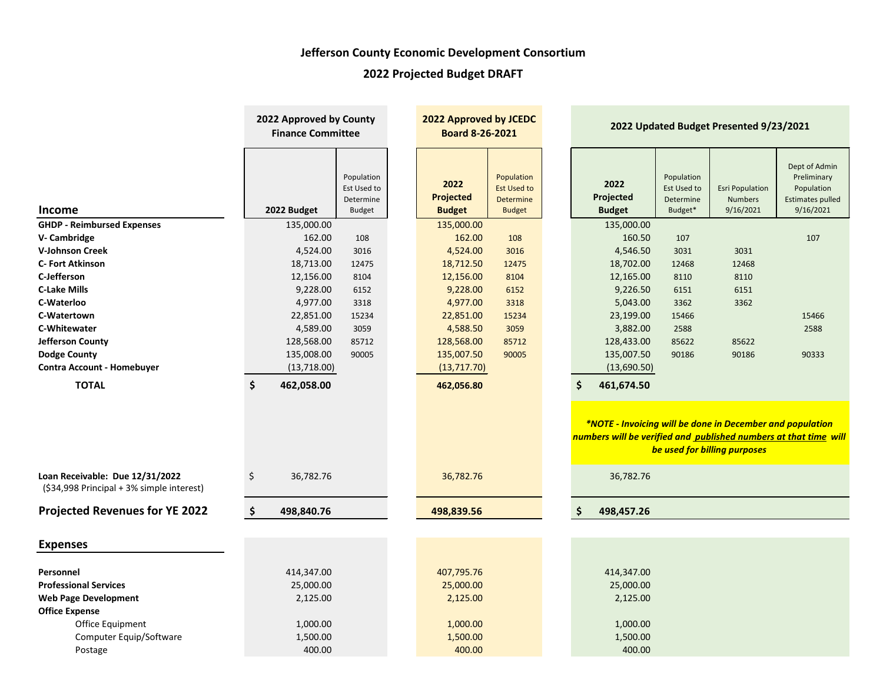# Jefferson County Economic Development Consortium

## 2022 Projected Budget DRAFT

| Income | 2022 Approved by County Finance Committee | | 2022 Approved by JCEDC Board 8-26-2021 | | 2022 Updated Budget Presented 9/23/2021 | | | |
|---|---|---|---|---|---|---|---|---|
| | 2022 Budget | Population Est Used to Determine Budget | 2022 Projected Budget | Population Est Used to Determine Budget | 2022 Projected Budget | Population Est Used to Determine Budget* | Esri Population Numbers 9/16/2021 | Dept of Admin Preliminary Population Estimates pulled 9/16/2021 |
| **GHDP - Reimbursed Expenses** | 135,000.00 | | 135,000.00 | | 135,000.00 | | | |
| **V- Cambridge** | 162.00 | 108 | 162.00 | 108 | 160.50 | 107 | | 107 |
| **V-Johnson Creek** | 4,524.00 | 3016 | 4,524.00 | 3016 | 4,546.50 | 3031 | 3031 | |
| **C- Fort Atkinson** | 18,713.00 | 12475 | 18,712.50 | 12475 | 18,702.00 | 12468 | 12468 | |
| **C-Jefferson** | 12,156.00 | 8104 | 12,156.00 | 8104 | 12,165.00 | 8110 | 8110 | |
| **C-Lake Mills** | 9,228.00 | 6152 | 9,228.00 | 6152 | 9,226.50 | 6151 | 6151 | |
| **C-Waterloo** | 4,977.00 | 3318 | 4,977.00 | 3318 | 5,043.00 | 3362 | 3362 | |
| **C-Watertown** | 22,851.00 | 15234 | 22,851.00 | 15234 | 23,199.00 | 15466 | | 15466 |
| **C-Whitewater** | 4,589.00 | 3059 | 4,588.50 | 3059 | 3,882.00 | 2588 | | 2588 |
| **Jefferson County** | 128,568.00 | 85712 | 128,568.00 | 85712 | 128,433.00 | 85622 | 85622 | |
| **Dodge County** | 135,008.00 | 90005 | 135,007.50 | 90005 | 135,007.50 | 90186 | 90186 | 90333 |
| **Contra Account - Homebuyer** | (13,718.00) | | (13,717.70) | | (13,690.50) | | | |
| **TOTAL** | **$ 462,058.00** | | **462,056.80** | | **$ 461,674.50** | | | |
| | | | | | *\*NOTE - Invoicing will be done in December and population numbers will be verified and* ***published numbers at that time*** *will be used for billing purposes* | | | |
| **Loan Receivable: Due 12/31/2022** ($34,998 Principal + 3% simple interest) | $ 36,782.76 | | 36,782.76 | | 36,782.76 | | | |
| **Projected Revenues for YE 2022** | **$ 498,840.76** | | **498,839.56** | | **$ 498,457.26** | | | |

| Expenses | 2022 Approved by County Finance Committee | 2022 Approved by JCEDC Board 8-26-2021 | 2022 Updated Budget Presented 9/23/2021 |
|---|---|---|---|
| **Personnel** | 414,347.00 | 407,795.76 | 414,347.00 |
| **Professional Services** | 25,000.00 | 25,000.00 | 25,000.00 |
| **Web Page Development** | 2,125.00 | 2,125.00 | 2,125.00 |
| **Office Expense** | | | |
| Office Equipment | 1,000.00 | 1,000.00 | 1,000.00 |
| Computer Equip/Software | 1,500.00 | 1,500.00 | 1,500.00 |
| Postage | 400.00 | 400.00 | 400.00 |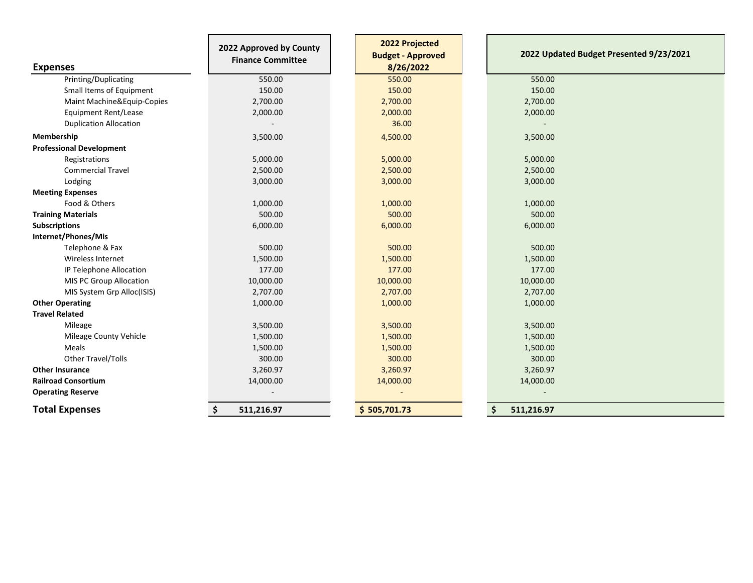| Expenses | 2022 Approved by County Finance Committee | 2022 Projected Budget - Approved 8/26/2022 | 2022 Updated Budget Presented 9/23/2021 |
|---|---|---|---|
| Printing/Duplicating | 550.00 | 550.00 | 550.00 |
| Small Items of Equipment | 150.00 | 150.00 | 150.00 |
| Maint Machine&Equip-Copies | 2,700.00 | 2,700.00 | 2,700.00 |
| Equipment Rent/Lease | 2,000.00 | 2,000.00 | 2,000.00 |
| Duplication Allocation | - | 36.00 | - |
| **Membership** | 3,500.00 | 4,500.00 | 3,500.00 |
| **Professional Development** | | | |
| Registrations | 5,000.00 | 5,000.00 | 5,000.00 |
| Commercial Travel | 2,500.00 | 2,500.00 | 2,500.00 |
| Lodging | 3,000.00 | 3,000.00 | 3,000.00 |
| **Meeting Expenses** | | | |
| Food & Others | 1,000.00 | 1,000.00 | 1,000.00 |
| **Training Materials** | 500.00 | 500.00 | 500.00 |
| **Subscriptions** | 6,000.00 | 6,000.00 | 6,000.00 |
| **Internet/Phones/Mis** | | | |
| Telephone & Fax | 500.00 | 500.00 | 500.00 |
| Wireless Internet | 1,500.00 | 1,500.00 | 1,500.00 |
| IP Telephone Allocation | 177.00 | 177.00 | 177.00 |
| MIS PC Group Allocation | 10,000.00 | 10,000.00 | 10,000.00 |
| MIS System Grp Alloc(ISIS) | 2,707.00 | 2,707.00 | 2,707.00 |
| **Other Operating** | 1,000.00 | 1,000.00 | 1,000.00 |
| **Travel Related** | | | |
| Mileage | 3,500.00 | 3,500.00 | 3,500.00 |
| Mileage County Vehicle | 1,500.00 | 1,500.00 | 1,500.00 |
| Meals | 1,500.00 | 1,500.00 | 1,500.00 |
| Other Travel/Tolls | 300.00 | 300.00 | 300.00 |
| **Other Insurance** | 3,260.97 | 3,260.97 | 3,260.97 |
| **Railroad Consortium** | 14,000.00 | 14,000.00 | 14,000.00 |
| **Operating Reserve** | - | - | - |
| **Total Expenses** | **$ 511,216.97** | **$ 505,701.73** | **$ 511,216.97** |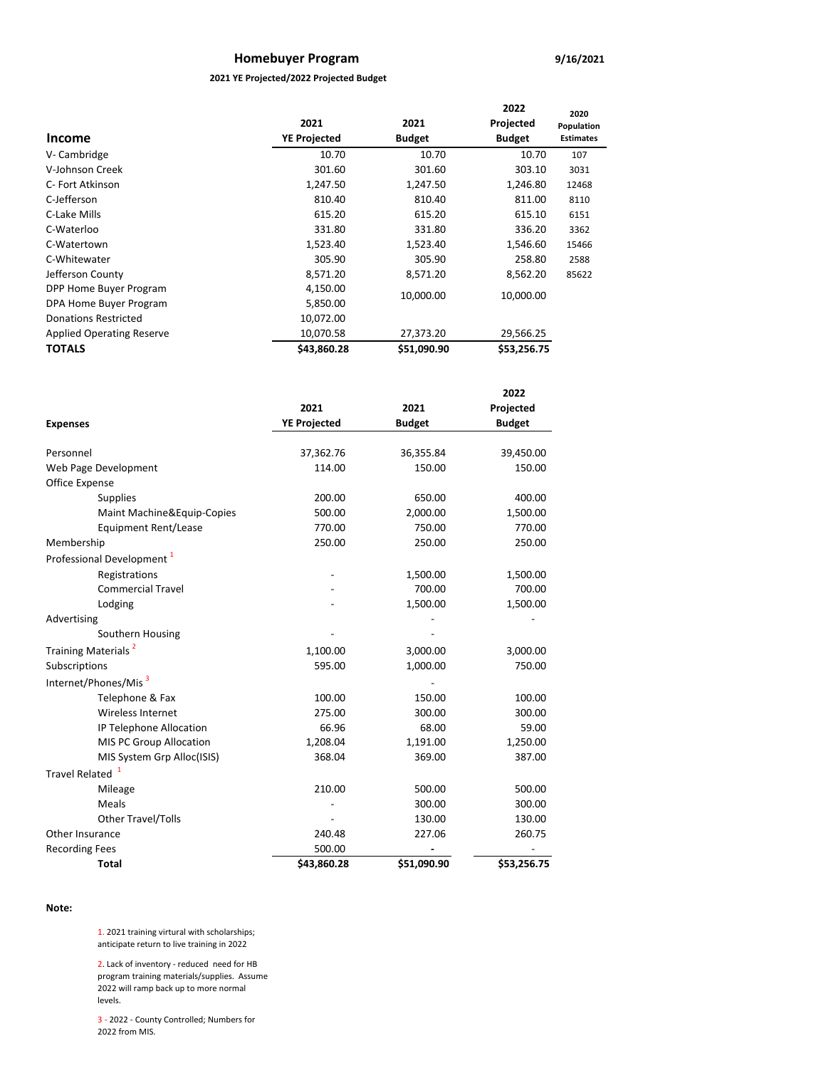## Homebuyer Program

9/16/2021

**2021 YE Projected/2022 Projected Budget**

| **Income** | **2021 YE Projected** | **2021 Budget** | **2022 Projected Budget** | **2020 Population Estimates** |
|---|---|---|---|---|
| V- Cambridge | 10.70 | 10.70 | 10.70 | 107 |
| V-Johnson Creek | 301.60 | 301.60 | 303.10 | 3031 |
| C- Fort Atkinson | 1,247.50 | 1,247.50 | 1,246.80 | 12468 |
| C-Jefferson | 810.40 | 810.40 | 811.00 | 8110 |
| C-Lake Mills | 615.20 | 615.20 | 615.10 | 6151 |
| C-Waterloo | 331.80 | 331.80 | 336.20 | 3362 |
| C-Watertown | 1,523.40 | 1,523.40 | 1,546.60 | 15466 |
| C-Whitewater | 305.90 | 305.90 | 258.80 | 2588 |
| Jefferson County | 8,571.20 | 8,571.20 | 8,562.20 | 85622 |
| DPP Home Buyer Program | 4,150.00 | 10,000.00 | 10,000.00 | |
| DPA Home Buyer Program | 5,850.00 | | | |
| Donations Restricted | 10,072.00 | | | |
| Applied Operating Reserve | 10,070.58 | 27,373.20 | 29,566.25 | |
| **TOTALS** | **$43,860.28** | **$51,090.90** | **$53,256.75** | |

| **Expenses** | **2021 YE Projected** | **2021 Budget** | **2022 Projected Budget** |
|---|---|---|---|
| Personnel | 37,362.76 | 36,355.84 | 39,450.00 |
| Web Page Development | 114.00 | 150.00 | 150.00 |
| Office Expense | | | |
| Supplies | 200.00 | 650.00 | 400.00 |
| Maint Machine&Equip-Copies | 500.00 | 2,000.00 | 1,500.00 |
| Equipment Rent/Lease | 770.00 | 750.00 | 770.00 |
| Membership | 250.00 | 250.00 | 250.00 |
| Professional Development [1] | | | |
| Registrations | - | 1,500.00 | 1,500.00 |
| Commercial Travel | - | 700.00 | 700.00 |
| Lodging | - | 1,500.00 | 1,500.00 |
| Advertising | | - | - |
| Southern Housing | - | - | |
| Training Materials [2] | 1,100.00 | 3,000.00 | 3,000.00 |
| Subscriptions | 595.00 | 1,000.00 | 750.00 |
| Internet/Phones/Mis [3] | | - | |
| Telephone & Fax | 100.00 | 150.00 | 100.00 |
| Wireless Internet | 275.00 | 300.00 | 300.00 |
| IP Telephone Allocation | 66.96 | 68.00 | 59.00 |
| MIS PC Group Allocation | 1,208.04 | 1,191.00 | 1,250.00 |
| MIS System Grp Alloc(ISIS) | 368.04 | 369.00 | 387.00 |
| Travel Related [1] | | | |
| Mileage | 210.00 | 500.00 | 500.00 |
| Meals | - | 300.00 | 300.00 |
| Other Travel/Tolls | - | 130.00 | 130.00 |
| Other Insurance | 240.48 | 227.06 | 260.75 |
| Recording Fees | 500.00 | - | - |
| **Total** | **$43,860.28** | **$51,090.90** | **$53,256.75** |

**Note:**

1. 2021 training virtual with scholarships; anticipate return to live training in 2022

2. Lack of inventory - reduced need for HB program training materials/supplies. Assume 2022 will ramp back up to more normal levels.

3 - 2022 - County Controlled; Numbers for 2022 from MIS.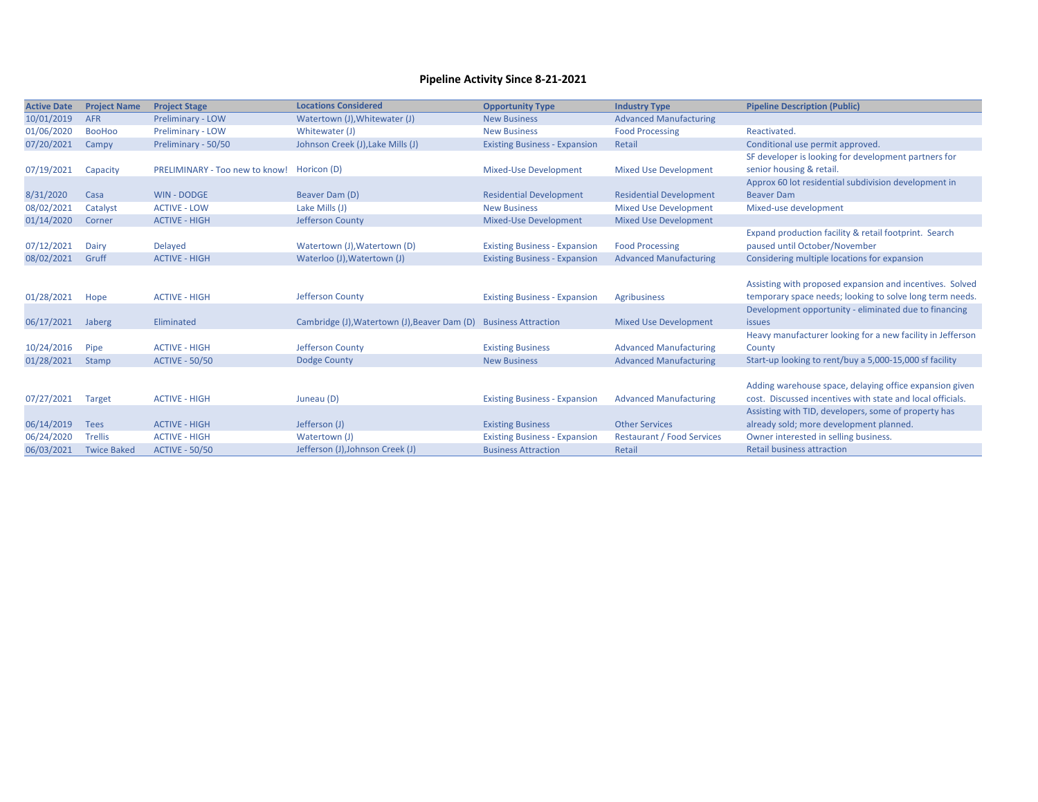## Pipeline Activity Since 8-21-2021

| Active Date | Project Name | Project Stage | Locations Considered | Opportunity Type | Industry Type | Pipeline Description (Public) |
|---|---|---|---|---|---|---|
| 10/01/2019 | AFR | Preliminary - LOW | Watertown (J),Whitewater (J) | New Business | Advanced Manufacturing | |
| 01/06/2020 | BooHoo | Preliminary - LOW | Whitewater (J) | New Business | Food Processing | Reactivated. |
| 07/20/2021 | Campy | Preliminary - 50/50 | Johnson Creek (J),Lake Mills (J) | Existing Business - Expansion | Retail | Conditional use permit approved. |
| 07/19/2021 | Capacity | PRELIMINARY - Too new to know! | Horicon (D) | Mixed-Use Development | Mixed Use Development | SF developer is looking for development partners for senior housing & retail. |
| 8/31/2020 | Casa | WIN - DODGE | Beaver Dam (D) | Residential Development | Residential Development | Approx 60 lot residential subdivision development in Beaver Dam |
| 08/02/2021 | Catalyst | ACTIVE - LOW | Lake Mills (J) | New Business | Mixed Use Development | Mixed-use development |
| 01/14/2020 | Corner | ACTIVE - HIGH | Jefferson County | Mixed-Use Development | Mixed Use Development | |
| 07/12/2021 | Dairy | Delayed | Watertown (J),Watertown (D) | Existing Business - Expansion | Food Processing | Expand production facility & retail footprint. Search paused until October/November |
| 08/02/2021 | Gruff | ACTIVE - HIGH | Waterloo (J),Watertown (J) | Existing Business - Expansion | Advanced Manufacturing | Considering multiple locations for expansion |
| 01/28/2021 | Hope | ACTIVE - HIGH | Jefferson County | Existing Business - Expansion | Agribusiness | Assisting with proposed expansion and incentives. Solved temporary space needs; looking to solve long term needs. |
| 06/17/2021 | Jaberg | Eliminated | Cambridge (J),Watertown (J),Beaver Dam (D) | Business Attraction | Mixed Use Development | Development opportunity - eliminated due to financing issues |
| 10/24/2016 | Pipe | ACTIVE - HIGH | Jefferson County | Existing Business | Advanced Manufacturing | Heavy manufacturer looking for a new facility in Jefferson County |
| 01/28/2021 | Stamp | ACTIVE - 50/50 | Dodge County | New Business | Advanced Manufacturing | Start-up looking to rent/buy a 5,000-15,000 sf facility |
| 07/27/2021 | Target | ACTIVE - HIGH | Juneau (D) | Existing Business - Expansion | Advanced Manufacturing | Adding warehouse space, delaying office expansion given cost. Discussed incentives with state and local officials. |
| 06/14/2019 | Tees | ACTIVE - HIGH | Jefferson (J) | Existing Business | Other Services | Assisting with TID, developers, some of property has already sold; more development planned. |
| 06/24/2020 | Trellis | ACTIVE - HIGH | Watertown (J) | Existing Business - Expansion | Restaurant / Food Services | Owner interested in selling business. |
| 06/03/2021 | Twice Baked | ACTIVE - 50/50 | Jefferson (J),Johnson Creek (J) | Business Attraction | Retail | Retail business attraction |